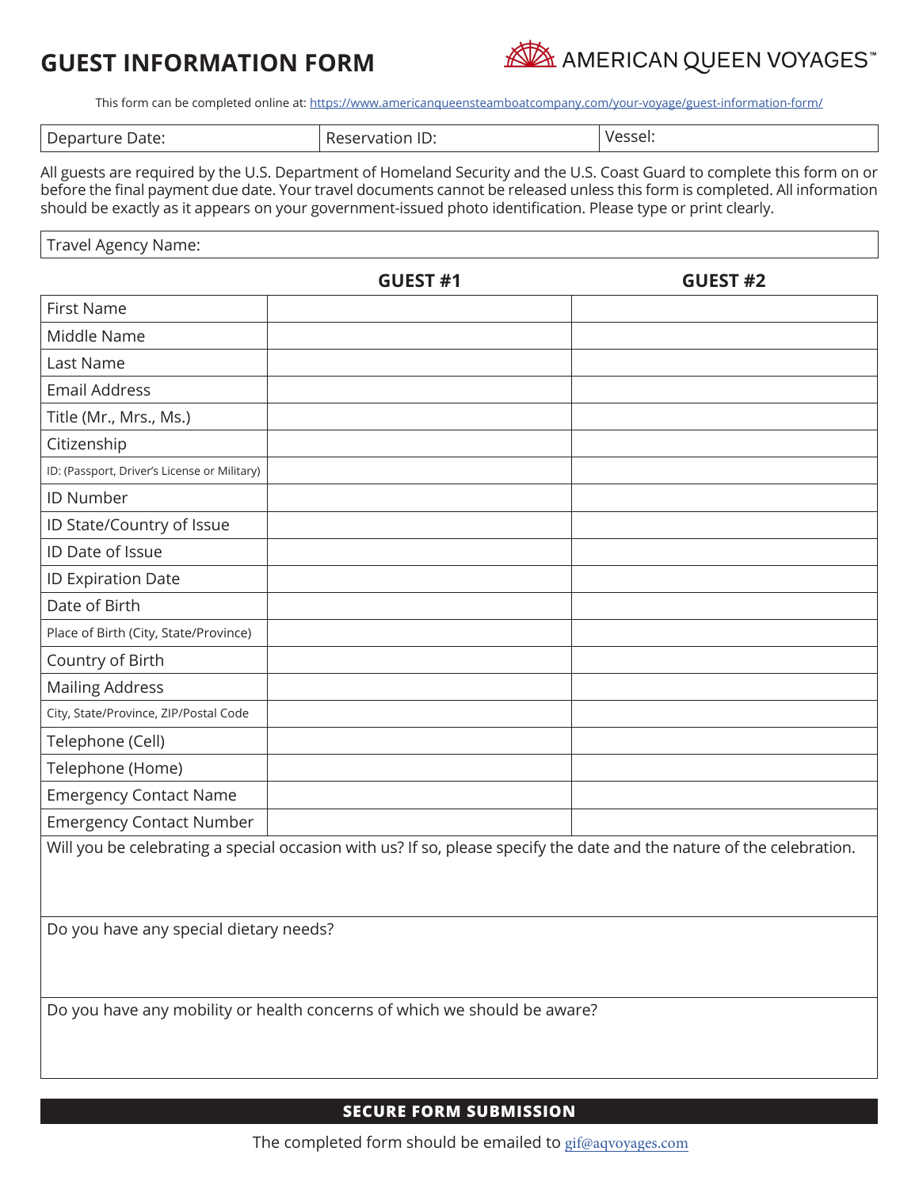# GUEST INFORMATION FORM

AMERICAN QUEEN VOYAGES™

This form can be completed online at: https://www.americanqueensteamboatcompany.com/your-voyage/guest-information-form/

| Departure Date: | Reservation ID: | Vessel: |
|---|---|---|

All guests are required by the U.S. Department of Homeland Security and the U.S. Coast Guard to complete this form on or before the final payment due date. Your travel documents cannot be released unless this form is completed. All information should be exactly as it appears on your government-issued photo identification. Please type or print clearly.

| Travel Agency Name: |
|---|

| | GUEST #1 | GUEST #2 |
|---|---|---|
| First Name | | |
| Middle Name | | |
| Last Name | | |
| Email Address | | |
| Title (Mr., Mrs., Ms.) | | |
| Citizenship | | |
| ID: (Passport, Driver's License or Military) | | |
| ID Number | | |
| ID State/Country of Issue | | |
| ID Date of Issue | | |
| ID Expiration Date | | |
| Date of Birth | | |
| Place of Birth (City, State/Province) | | |
| Country of Birth | | |
| Mailing Address | | |
| City, State/Province, ZIP/Postal Code | | |
| Telephone (Cell) | | |
| Telephone (Home) | | |
| Emergency Contact Name | | |
| Emergency Contact Number | | |

Will you be celebrating a special occasion with us? If so, please specify the date and the nature of the celebration.

Do you have any special dietary needs?

Do you have any mobility or health concerns of which we should be aware?

**SECURE FORM SUBMISSION**

The completed form should be emailed to gif@aqvoyages.com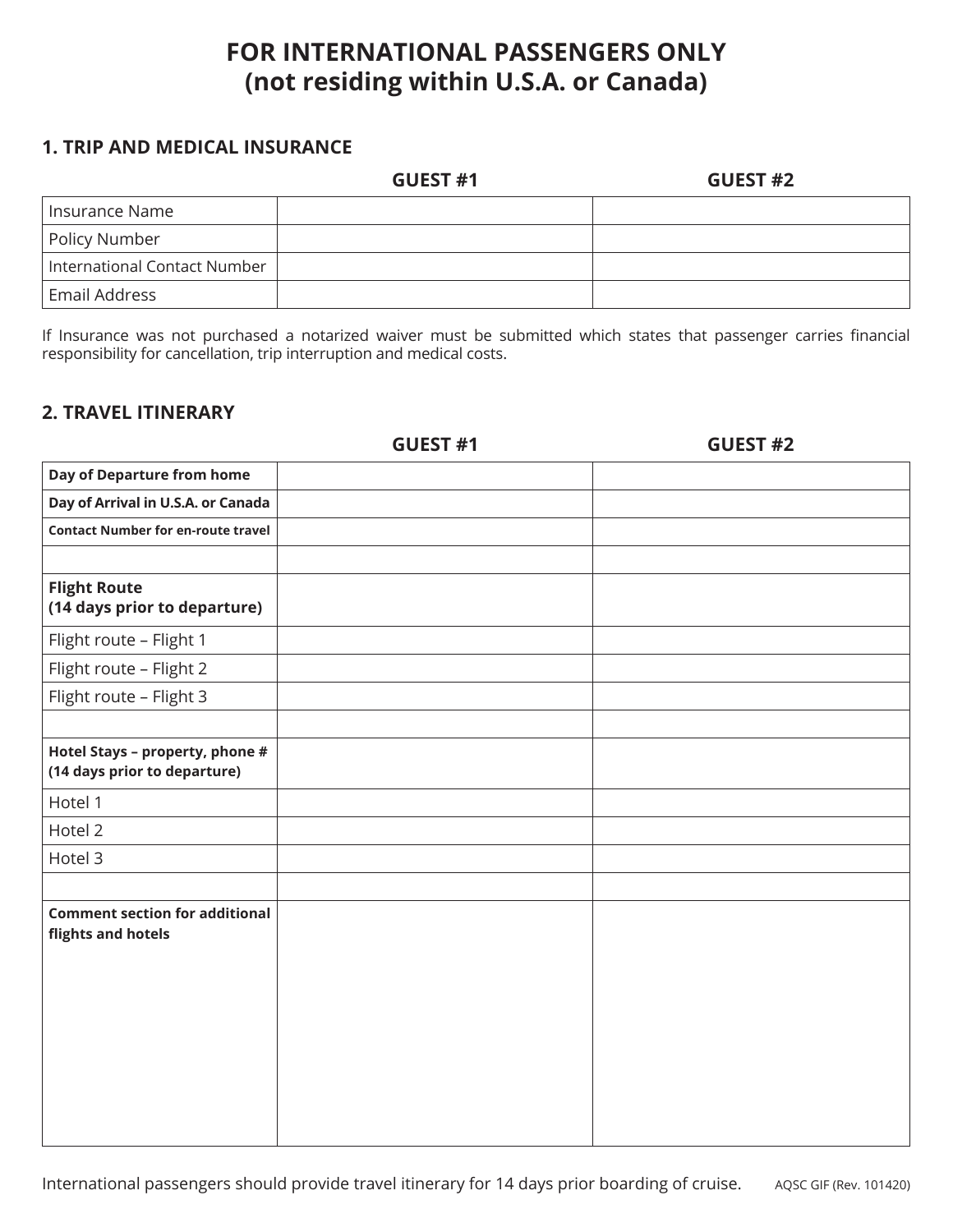# FOR INTERNATIONAL PASSENGERS ONLY
# (not residing within U.S.A. or Canada)

## 1. TRIP AND MEDICAL INSURANCE

| | GUEST #1 | GUEST #2 |
|---|---|---|
| Insurance Name | | |
| Policy Number | | |
| International Contact Number | | |
| Email Address | | |

If Insurance was not purchased a notarized waiver must be submitted which states that passenger carries financial responsibility for cancellation, trip interruption and medical costs.

## 2. TRAVEL ITINERARY

| | GUEST #1 | GUEST #2 |
|---|---|---|
| **Day of Departure from home** | | |
| **Day of Arrival in U.S.A. or Canada** | | |
| **Contact Number for en-route travel** | | |
| | | |
| **Flight Route (14 days prior to departure)** | | |
| Flight route – Flight 1 | | |
| Flight route – Flight 2 | | |
| Flight route – Flight 3 | | |
| | | |
| **Hotel Stays – property, phone # (14 days prior to departure)** | | |
| Hotel 1 | | |
| Hotel 2 | | |
| Hotel 3 | | |
| | | |
| **Comment section for additional flights and hotels** | | |

International passengers should provide travel itinerary for 14 days prior boarding of cruise.

AQSC GIF (Rev. 101420)